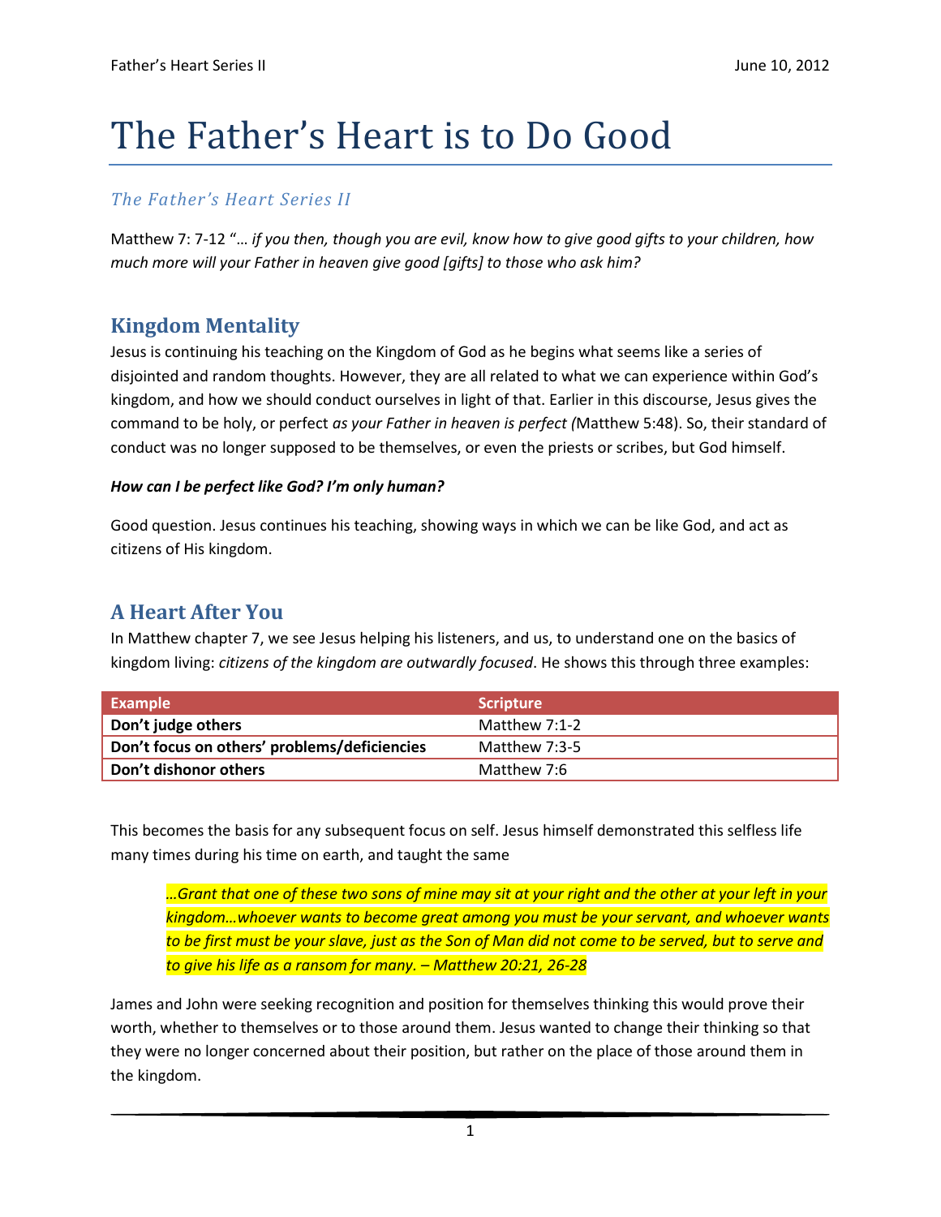# The Father's Heart is to Do Good

### *The Father's Heart Series II*

Matthew 7: 7-12 "*… if you then, though you are evil, know how to give good gifts to your children, how much more will your Father in heaven give good [gifts] to those who ask him?*

## Kingdom Mentality

Jesus is continuing his teaching on the Kingdom of God as he begins what seems like a series of disjointed and random thoughts. However, they are all related to what we can experience within God's kingdom, and how we should conduct ourselves in light of that. Earlier in this discourse, Jesus gives the command to be holy, or perfect *as your Father in heaven is perfect (*Matthew 5:48). So, their standard of conduct was no longer supposed to be themselves, or even the priests or scribes, but God himself.

***How can I be perfect like God? I'm only human?***

Good question. Jesus continues his teaching, showing ways in which we can be like God, and act as citizens of His kingdom.

## A Heart After You

In Matthew chapter 7, we see Jesus helping his listeners, and us, to understand one on the basics of kingdom living: *citizens of the kingdom are outwardly focused*. He shows this through three examples:

| Example | Scripture |
|---|---|
| **Don't judge others** | Matthew 7:1-2 |
| **Don't focus on others' problems/deficiencies** | Matthew 7:3-5 |
| **Don't dishonor others** | Matthew 7:6 |

This becomes the basis for any subsequent focus on self. Jesus himself demonstrated this selfless life many times during his time on earth, and taught the same

> *…Grant that one of these two sons of mine may sit at your right and the other at your left in your kingdom…whoever wants to become great among you must be your servant, and whoever wants to be first must be your slave, just as the Son of Man did not come to be served, but to serve and to give his life as a ransom for many. – Matthew 20:21, 26-28*

James and John were seeking recognition and position for themselves thinking this would prove their worth, whether to themselves or to those around them. Jesus wanted to change their thinking so that they were no longer concerned about their position, but rather on the place of those around them in the kingdom.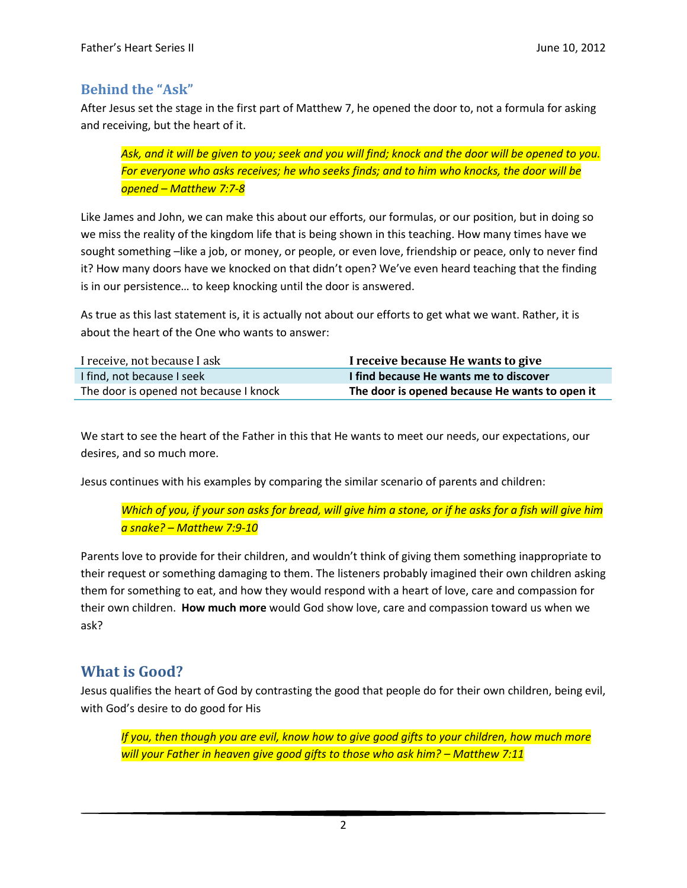## Behind the "Ask"

After Jesus set the stage in the first part of Matthew 7, he opened the door to, not a formula for asking and receiving, but the heart of it.

> *Ask, and it will be given to you; seek and you will find; knock and the door will be opened to you. For everyone who asks receives; he who seeks finds; and to him who knocks, the door will be opened – Matthew 7:7-8*

Like James and John, we can make this about our efforts, our formulas, or our position, but in doing so we miss the reality of the kingdom life that is being shown in this teaching. How many times have we sought something –like a job, or money, or people, or even love, friendship or peace, only to never find it? How many doors have we knocked on that didn't open? We've even heard teaching that the finding is in our persistence… to keep knocking until the door is answered.

As true as this last statement is, it is actually not about our efforts to get what we want. Rather, it is about the heart of the One who wants to answer:

| I receive, not because I ask | **I receive because He wants to give** |
|---|---|
| I find, not because I seek | **I find because He wants me to discover** |
| The door is opened not because I knock | **The door is opened because He wants to open it** |

We start to see the heart of the Father in this that He wants to meet our needs, our expectations, our desires, and so much more.

Jesus continues with his examples by comparing the similar scenario of parents and children:

> *Which of you, if your son asks for bread, will give him a stone, or if he asks for a fish will give him a snake? – Matthew 7:9-10*

Parents love to provide for their children, and wouldn't think of giving them something inappropriate to their request or something damaging to them. The listeners probably imagined their own children asking them for something to eat, and how they would respond with a heart of love, care and compassion for their own children. **How much more** would God show love, care and compassion toward us when we ask?

## What is Good?

Jesus qualifies the heart of God by contrasting the good that people do for their own children, being evil, with God's desire to do good for His

> *If you, then though you are evil, know how to give good gifts to your children, how much more will your Father in heaven give good gifts to those who ask him? – Matthew 7:11*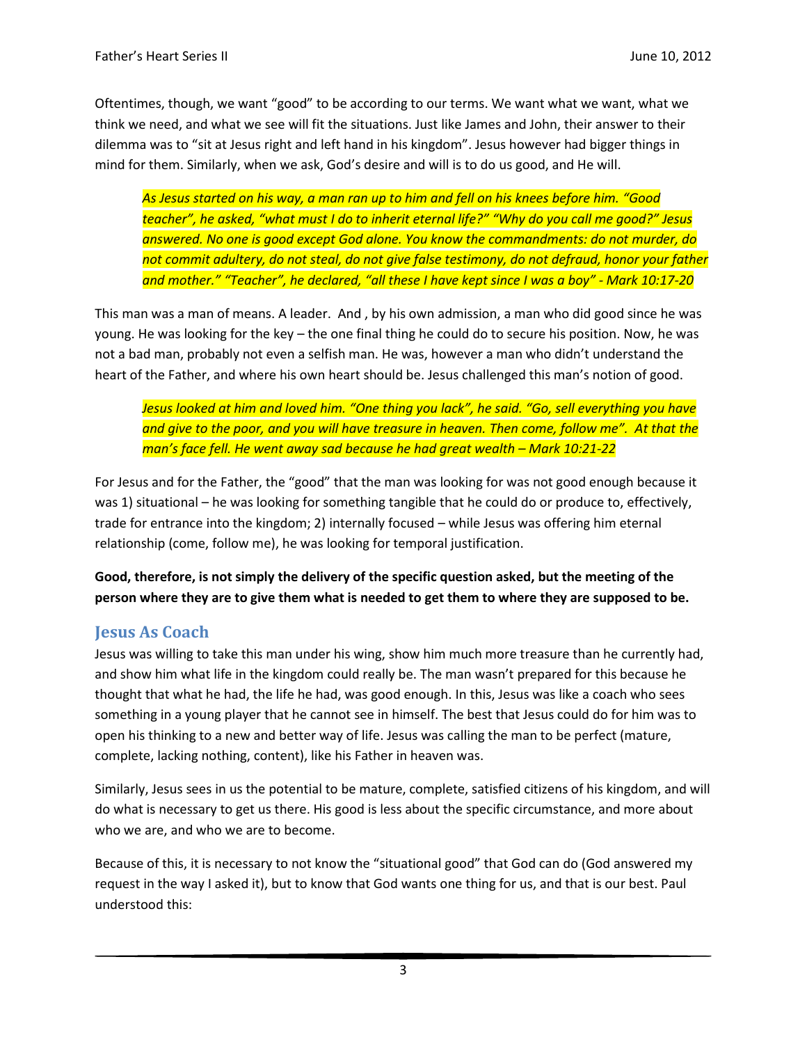Oftentimes, though, we want "good" to be according to our terms. We want what we want, what we think we need, and what we see will fit the situations. Just like James and John, their answer to their dilemma was to "sit at Jesus right and left hand in his kingdom". Jesus however had bigger things in mind for them. Similarly, when we ask, God's desire and will is to do us good, and He will.

> *As Jesus started on his way, a man ran up to him and fell on his knees before him. "Good teacher", he asked, "what must I do to inherit eternal life?" "Why do you call me good?" Jesus answered. No one is good except God alone. You know the commandments: do not murder, do not commit adultery, do not steal, do not give false testimony, do not defraud, honor your father and mother." "Teacher", he declared, "all these I have kept since I was a boy" - Mark 10:17-20*

This man was a man of means. A leader. And , by his own admission, a man who did good since he was young. He was looking for the key – the one final thing he could do to secure his position. Now, he was not a bad man, probably not even a selfish man. He was, however a man who didn't understand the heart of the Father, and where his own heart should be. Jesus challenged this man's notion of good.

> *Jesus looked at him and loved him. "One thing you lack", he said. "Go, sell everything you have and give to the poor, and you will have treasure in heaven. Then come, follow me". At that the man's face fell. He went away sad because he had great wealth – Mark 10:21-22*

For Jesus and for the Father, the "good" that the man was looking for was not good enough because it was 1) situational – he was looking for something tangible that he could do or produce to, effectively, trade for entrance into the kingdom; 2) internally focused – while Jesus was offering him eternal relationship (come, follow me), he was looking for temporal justification.

**Good, therefore, is not simply the delivery of the specific question asked, but the meeting of the person where they are to give them what is needed to get them to where they are supposed to be.**

## Jesus As Coach

Jesus was willing to take this man under his wing, show him much more treasure than he currently had, and show him what life in the kingdom could really be. The man wasn't prepared for this because he thought that what he had, the life he had, was good enough. In this, Jesus was like a coach who sees something in a young player that he cannot see in himself. The best that Jesus could do for him was to open his thinking to a new and better way of life. Jesus was calling the man to be perfect (mature, complete, lacking nothing, content), like his Father in heaven was.

Similarly, Jesus sees in us the potential to be mature, complete, satisfied citizens of his kingdom, and will do what is necessary to get us there. His good is less about the specific circumstance, and more about who we are, and who we are to become.

Because of this, it is necessary to not know the "situational good" that God can do (God answered my request in the way I asked it), but to know that God wants one thing for us, and that is our best. Paul understood this: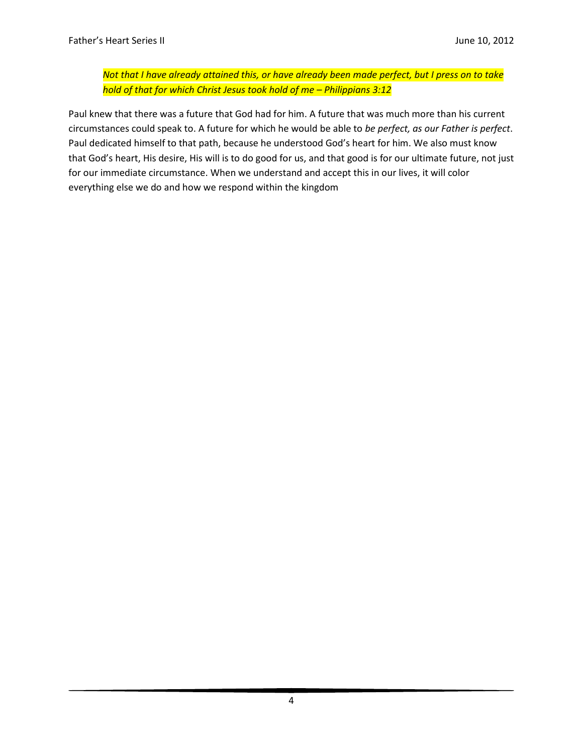*Not that I have already attained this, or have already been made perfect, but I press on to take hold of that for which Christ Jesus took hold of me – Philippians 3:12*

Paul knew that there was a future that God had for him. A future that was much more than his current circumstances could speak to. A future for which he would be able to *be perfect, as our Father is perfect*. Paul dedicated himself to that path, because he understood God's heart for him. We also must know that God's heart, His desire, His will is to do good for us, and that good is for our ultimate future, not just for our immediate circumstance. When we understand and accept this in our lives, it will color everything else we do and how we respond within the kingdom